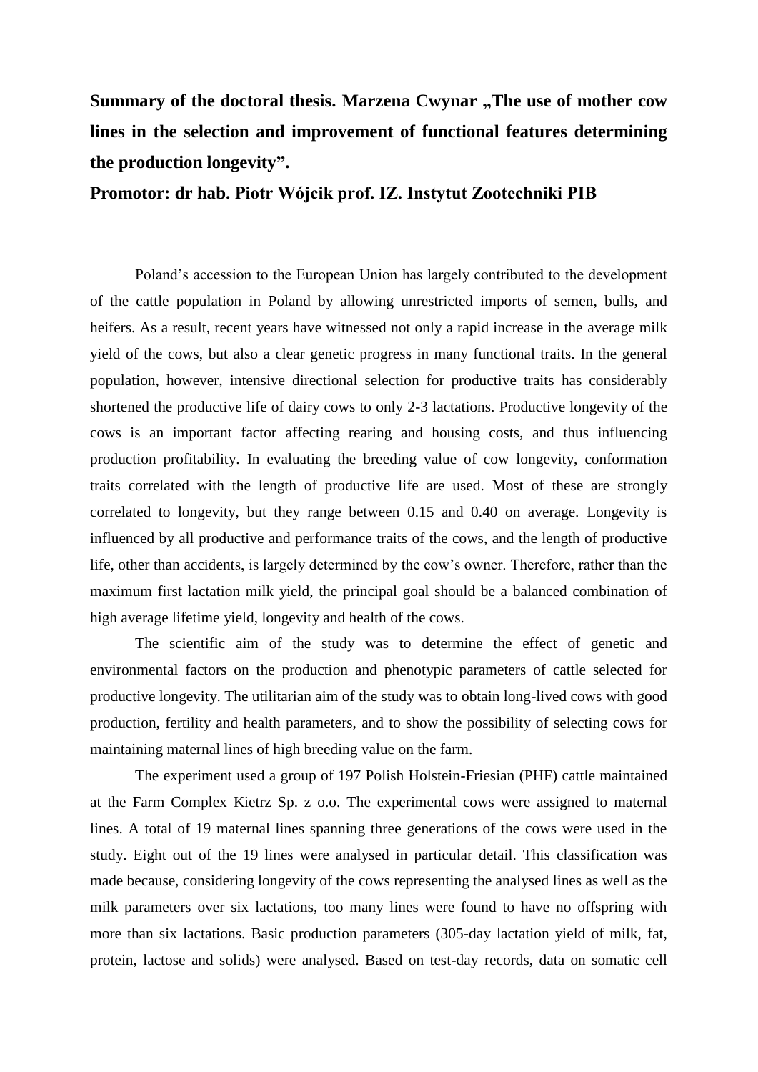**Summary of the doctoral thesis. Marzena Cwynar „The use of mother cow lines in the selection and improvement of functional features determining the production longevity".**

**Promotor: dr hab. Piotr Wójcik prof. IZ. Instytut Zootechniki PIB**

Poland's accession to the European Union has largely contributed to the development of the cattle population in Poland by allowing unrestricted imports of semen, bulls, and heifers. As a result, recent years have witnessed not only a rapid increase in the average milk yield of the cows, but also a clear genetic progress in many functional traits. In the general population, however, intensive directional selection for productive traits has considerably shortened the productive life of dairy cows to only 2-3 lactations. Productive longevity of the cows is an important factor affecting rearing and housing costs, and thus influencing production profitability. In evaluating the breeding value of cow longevity, conformation traits correlated with the length of productive life are used. Most of these are strongly correlated to longevity, but they range between 0.15 and 0.40 on average. Longevity is influenced by all productive and performance traits of the cows, and the length of productive life, other than accidents, is largely determined by the cow's owner. Therefore, rather than the maximum first lactation milk yield, the principal goal should be a balanced combination of high average lifetime yield, longevity and health of the cows.

The scientific aim of the study was to determine the effect of genetic and environmental factors on the production and phenotypic parameters of cattle selected for productive longevity. The utilitarian aim of the study was to obtain long-lived cows with good production, fertility and health parameters, and to show the possibility of selecting cows for maintaining maternal lines of high breeding value on the farm.

The experiment used a group of 197 Polish Holstein-Friesian (PHF) cattle maintained at the Farm Complex Kietrz Sp. z o.o. The experimental cows were assigned to maternal lines. A total of 19 maternal lines spanning three generations of the cows were used in the study. Eight out of the 19 lines were analysed in particular detail. This classification was made because, considering longevity of the cows representing the analysed lines as well as the milk parameters over six lactations, too many lines were found to have no offspring with more than six lactations. Basic production parameters (305-day lactation yield of milk, fat, protein, lactose and solids) were analysed. Based on test-day records, data on somatic cell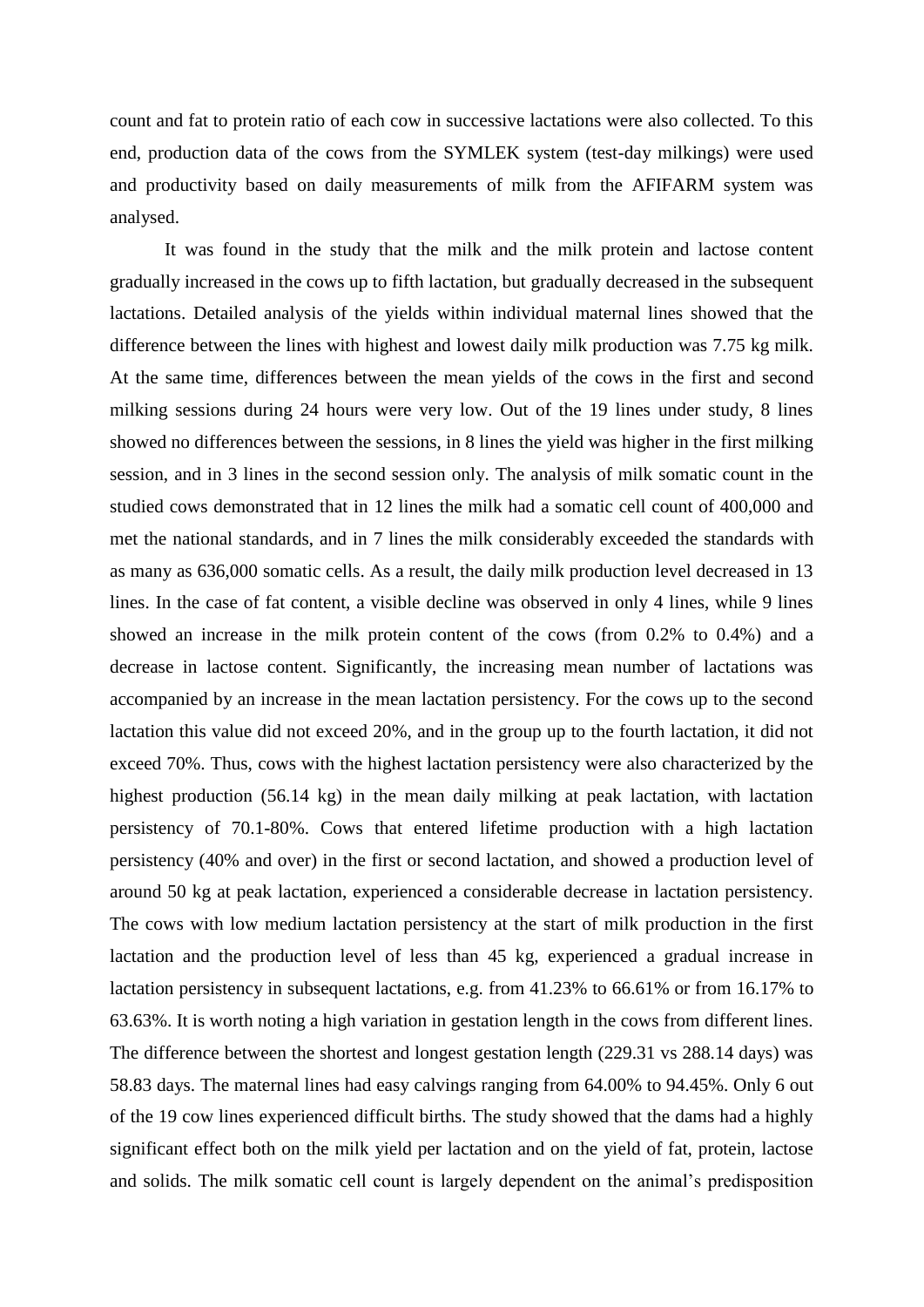count and fat to protein ratio of each cow in successive lactations were also collected. To this end, production data of the cows from the SYMLEK system (test-day milkings) were used and productivity based on daily measurements of milk from the AFIFARM system was analysed.

It was found in the study that the milk and the milk protein and lactose content gradually increased in the cows up to fifth lactation, but gradually decreased in the subsequent lactations. Detailed analysis of the yields within individual maternal lines showed that the difference between the lines with highest and lowest daily milk production was 7.75 kg milk. At the same time, differences between the mean yields of the cows in the first and second milking sessions during 24 hours were very low. Out of the 19 lines under study, 8 lines showed no differences between the sessions, in 8 lines the yield was higher in the first milking session, and in 3 lines in the second session only. The analysis of milk somatic count in the studied cows demonstrated that in 12 lines the milk had a somatic cell count of 400,000 and met the national standards, and in 7 lines the milk considerably exceeded the standards with as many as 636,000 somatic cells. As a result, the daily milk production level decreased in 13 lines. In the case of fat content, a visible decline was observed in only 4 lines, while 9 lines showed an increase in the milk protein content of the cows (from 0.2% to 0.4%) and a decrease in lactose content. Significantly, the increasing mean number of lactations was accompanied by an increase in the mean lactation persistency. For the cows up to the second lactation this value did not exceed 20%, and in the group up to the fourth lactation, it did not exceed 70%. Thus, cows with the highest lactation persistency were also characterized by the highest production (56.14 kg) in the mean daily milking at peak lactation, with lactation persistency of 70.1-80%. Cows that entered lifetime production with a high lactation persistency (40% and over) in the first or second lactation, and showed a production level of around 50 kg at peak lactation, experienced a considerable decrease in lactation persistency. The cows with low medium lactation persistency at the start of milk production in the first lactation and the production level of less than 45 kg, experienced a gradual increase in lactation persistency in subsequent lactations, e.g. from 41.23% to 66.61% or from 16.17% to 63.63%. It is worth noting a high variation in gestation length in the cows from different lines. The difference between the shortest and longest gestation length (229.31 vs 288.14 days) was 58.83 days. The maternal lines had easy calvings ranging from 64.00% to 94.45%. Only 6 out of the 19 cow lines experienced difficult births. The study showed that the dams had a highly significant effect both on the milk yield per lactation and on the yield of fat, protein, lactose and solids. The milk somatic cell count is largely dependent on the animal's predisposition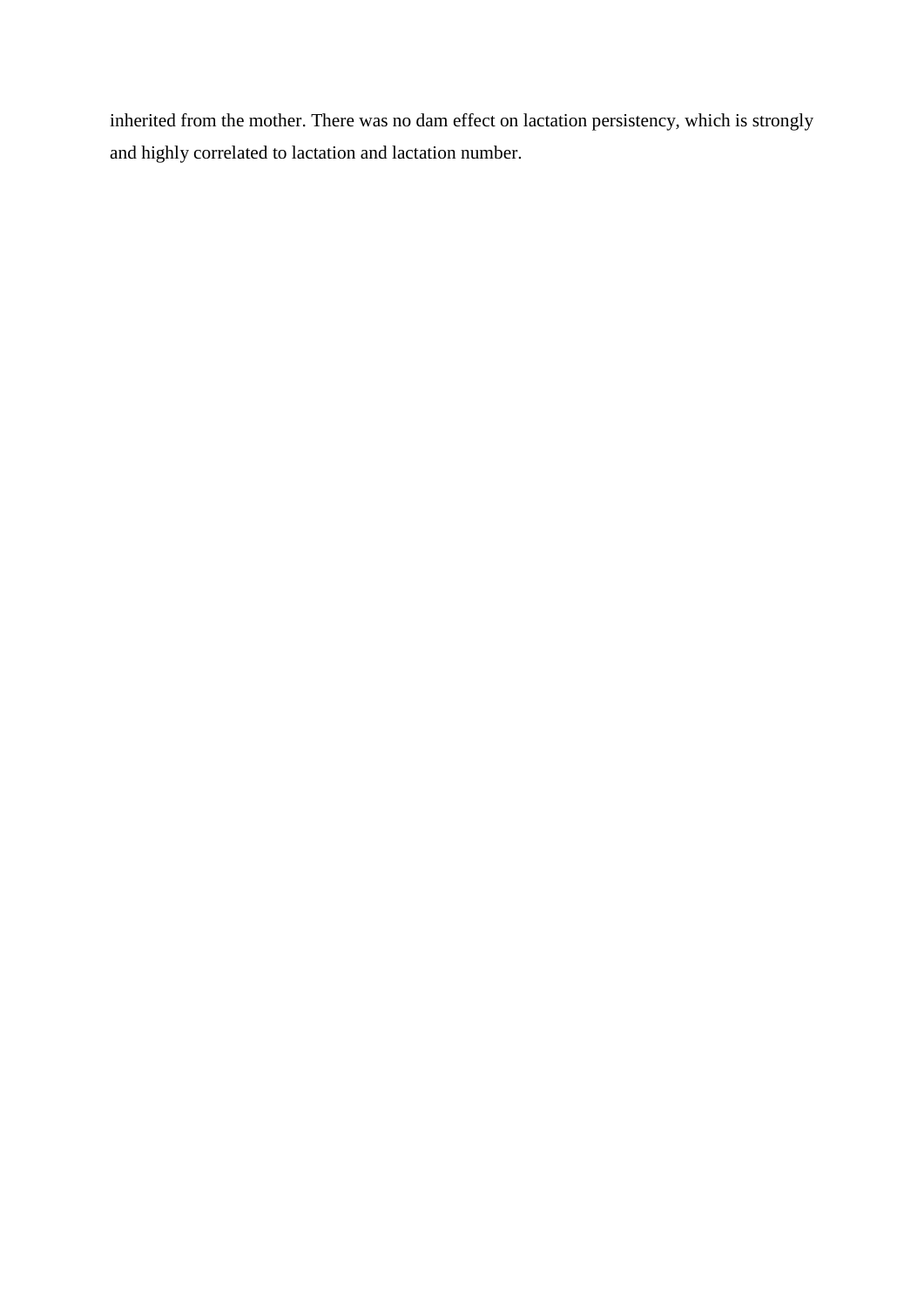inherited from the mother. There was no dam effect on lactation persistency, which is strongly and highly correlated to lactation and lactation number.